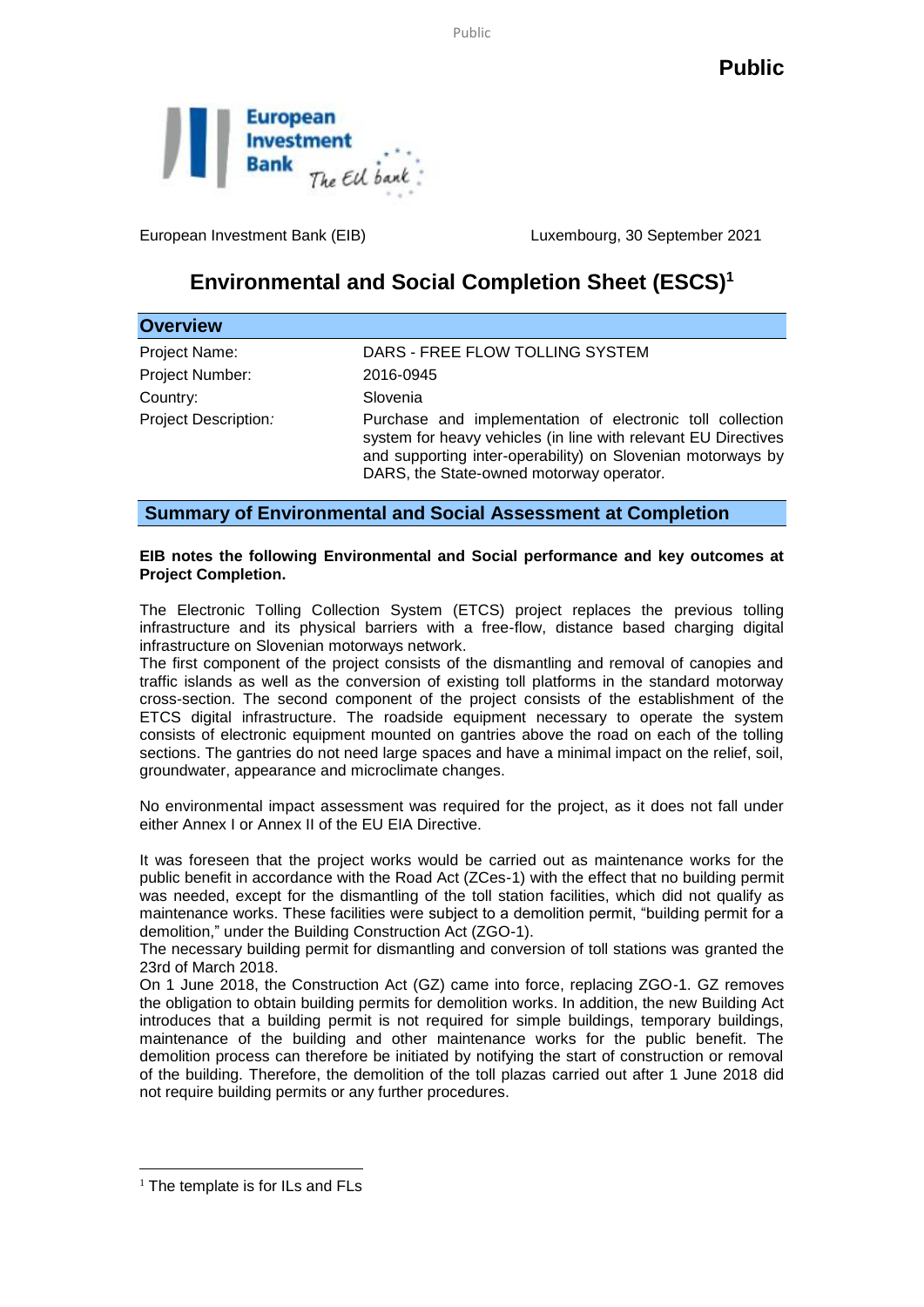**Public**

European Investment Bank (EIB) Luxembourg, 30 September 2021

# Environmental and Social Completion Sheet (ESCS)[1]

## Overview

| | |
|---|---|
| Project Name: | DARS - FREE FLOW TOLLING SYSTEM |
| Project Number: | 2016-0945 |
| Country: | Slovenia |
| Project Description: | Purchase and implementation of electronic toll collection system for heavy vehicles (in line with relevant EU Directives and supporting inter-operability) on Slovenian motorways by DARS, the State-owned motorway operator. |

## Summary of Environmental and Social Assessment at Completion

**EIB notes the following Environmental and Social performance and key outcomes at Project Completion.**

The Electronic Tolling Collection System (ETCS) project replaces the previous tolling infrastructure and its physical barriers with a free-flow, distance based charging digital infrastructure on Slovenian motorways network.

The first component of the project consists of the dismantling and removal of canopies and traffic islands as well as the conversion of existing toll platforms in the standard motorway cross-section. The second component of the project consists of the establishment of the ETCS digital infrastructure. The roadside equipment necessary to operate the system consists of electronic equipment mounted on gantries above the road on each of the tolling sections. The gantries do not need large spaces and have a minimal impact on the relief, soil, groundwater, appearance and microclimate changes.

No environmental impact assessment was required for the project, as it does not fall under either Annex I or Annex II of the EU EIA Directive.

It was foreseen that the project works would be carried out as maintenance works for the public benefit in accordance with the Road Act (ZCes-1) with the effect that no building permit was needed, except for the dismantling of the toll station facilities, which did not qualify as maintenance works. These facilities were subject to a demolition permit, "building permit for a demolition," under the Building Construction Act (ZGO-1).

The necessary building permit for dismantling and conversion of toll stations was granted the 23rd of March 2018.

On 1 June 2018, the Construction Act (GZ) came into force, replacing ZGO-1. GZ removes the obligation to obtain building permits for demolition works. In addition, the new Building Act introduces that a building permit is not required for simple buildings, temporary buildings, maintenance of the building and other maintenance works for the public benefit. The demolition process can therefore be initiated by notifying the start of construction or removal of the building. Therefore, the demolition of the toll plazas carried out after 1 June 2018 did not require building permits or any further procedures.

---

[1] The template is for ILs and FLs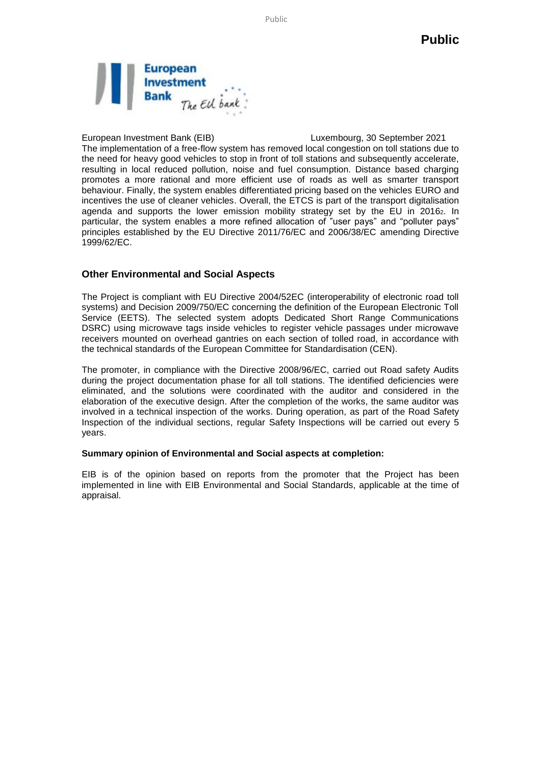European Investment Bank (EIB) Luxembourg, 30 September 2021

The implementation of a free-flow system has removed local congestion on toll stations due to the need for heavy good vehicles to stop in front of toll stations and subsequently accelerate, resulting in local reduced pollution, noise and fuel consumption. Distance based charging promotes a more rational and more efficient use of roads as well as smarter transport behaviour. Finally, the system enables differentiated pricing based on the vehicles EURO and incentives the use of cleaner vehicles. Overall, the ETCS is part of the transport digitalisation agenda and supports the lower emission mobility strategy set by the EU in 2016[2]. In particular, the system enables a more refined allocation of "user pays" and "polluter pays" principles established by the EU Directive 2011/76/EC and 2006/38/EC amending Directive 1999/62/EC.

## Other Environmental and Social Aspects

The Project is compliant with EU Directive 2004/52EC (interoperability of electronic road toll systems) and Decision 2009/750/EC concerning the definition of the European Electronic Toll Service (EETS). The selected system adopts Dedicated Short Range Communications DSRC) using microwave tags inside vehicles to register vehicle passages under microwave receivers mounted on overhead gantries on each section of tolled road, in accordance with the technical standards of the European Committee for Standardisation (CEN).

The promoter, in compliance with the Directive 2008/96/EC, carried out Road safety Audits during the project documentation phase for all toll stations. The identified deficiencies were eliminated, and the solutions were coordinated with the auditor and considered in the elaboration of the executive design. After the completion of the works, the same auditor was involved in a technical inspection of the works. During operation, as part of the Road Safety Inspection of the individual sections, regular Safety Inspections will be carried out every 5 years.

**Summary opinion of Environmental and Social aspects at completion:**

EIB is of the opinion based on reports from the promoter that the Project has been implemented in line with EIB Environmental and Social Standards, applicable at the time of appraisal.